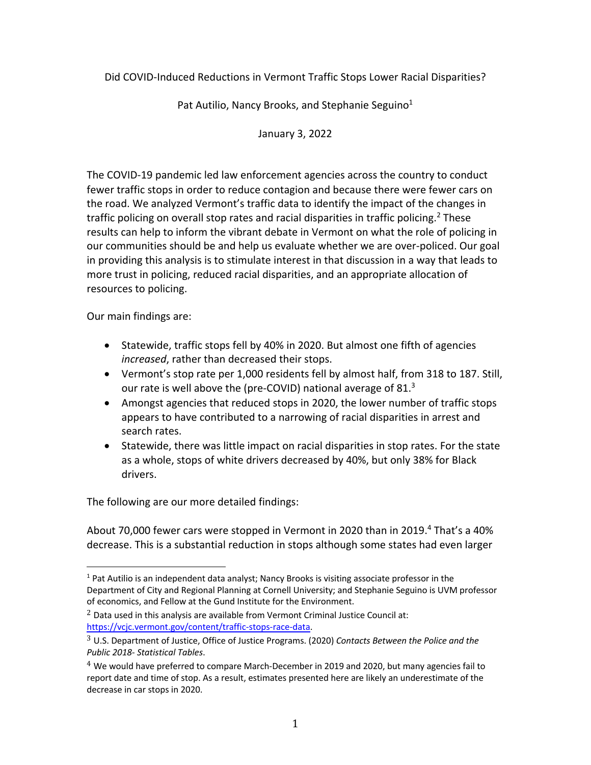# Did COVID-Induced Reductions in Vermont Traffic Stops Lower Racial Disparities?

Pat Autilio, Nancy Brooks, and Stephanie Seguino[1]

January 3, 2022

The COVID-19 pandemic led law enforcement agencies across the country to conduct fewer traffic stops in order to reduce contagion and because there were fewer cars on the road. We analyzed Vermont's traffic data to identify the impact of the changes in traffic policing on overall stop rates and racial disparities in traffic policing.[2] These results can help to inform the vibrant debate in Vermont on what the role of policing in our communities should be and help us evaluate whether we are over-policed. Our goal in providing this analysis is to stimulate interest in that discussion in a way that leads to more trust in policing, reduced racial disparities, and an appropriate allocation of resources to policing.

Our main findings are:

- Statewide, traffic stops fell by 40% in 2020. But almost one fifth of agencies *increased*, rather than decreased their stops.
- Vermont's stop rate per 1,000 residents fell by almost half, from 318 to 187. Still, our rate is well above the (pre-COVID) national average of 81.[3]
- Amongst agencies that reduced stops in 2020, the lower number of traffic stops appears to have contributed to a narrowing of racial disparities in arrest and search rates.
- Statewide, there was little impact on racial disparities in stop rates. For the state as a whole, stops of white drivers decreased by 40%, but only 38% for Black drivers.

The following are our more detailed findings:

About 70,000 fewer cars were stopped in Vermont in 2020 than in 2019.[4] That's a 40% decrease. This is a substantial reduction in stops although some states had even larger

---

[1] Pat Autilio is an independent data analyst; Nancy Brooks is visiting associate professor in the Department of City and Regional Planning at Cornell University; and Stephanie Seguino is UVM professor of economics, and Fellow at the Gund Institute for the Environment.

[2] Data used in this analysis are available from Vermont Criminal Justice Council at: https://vcjc.vermont.gov/content/traffic-stops-race-data.

[3] U.S. Department of Justice, Office of Justice Programs. (2020) *Contacts Between the Police and the Public 2018- Statistical Tables*.

[4] We would have preferred to compare March-December in 2019 and 2020, but many agencies fail to report date and time of stop. As a result, estimates presented here are likely an underestimate of the decrease in car stops in 2020.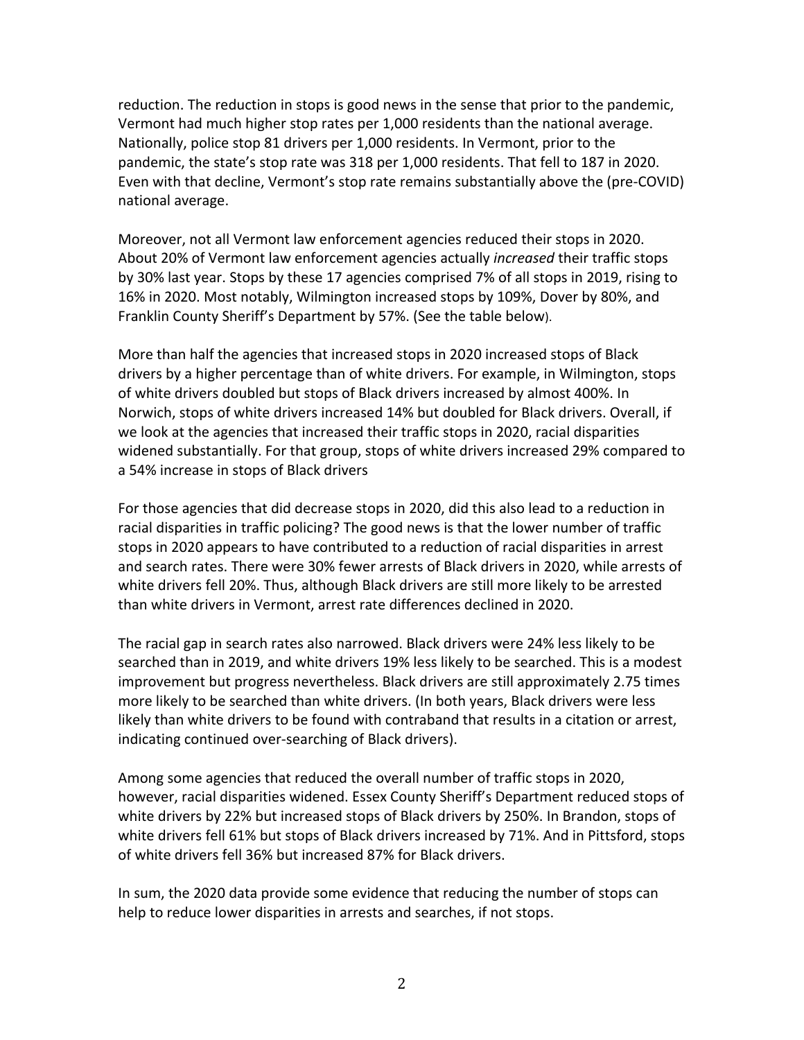reduction. The reduction in stops is good news in the sense that prior to the pandemic, Vermont had much higher stop rates per 1,000 residents than the national average. Nationally, police stop 81 drivers per 1,000 residents. In Vermont, prior to the pandemic, the state's stop rate was 318 per 1,000 residents. That fell to 187 in 2020. Even with that decline, Vermont's stop rate remains substantially above the (pre-COVID) national average.

Moreover, not all Vermont law enforcement agencies reduced their stops in 2020. About 20% of Vermont law enforcement agencies actually *increased* their traffic stops by 30% last year. Stops by these 17 agencies comprised 7% of all stops in 2019, rising to 16% in 2020. Most notably, Wilmington increased stops by 109%, Dover by 80%, and Franklin County Sheriff's Department by 57%. (See the table below).

More than half the agencies that increased stops in 2020 increased stops of Black drivers by a higher percentage than of white drivers. For example, in Wilmington, stops of white drivers doubled but stops of Black drivers increased by almost 400%. In Norwich, stops of white drivers increased 14% but doubled for Black drivers. Overall, if we look at the agencies that increased their traffic stops in 2020, racial disparities widened substantially. For that group, stops of white drivers increased 29% compared to a 54% increase in stops of Black drivers

For those agencies that did decrease stops in 2020, did this also lead to a reduction in racial disparities in traffic policing? The good news is that the lower number of traffic stops in 2020 appears to have contributed to a reduction of racial disparities in arrest and search rates. There were 30% fewer arrests of Black drivers in 2020, while arrests of white drivers fell 20%. Thus, although Black drivers are still more likely to be arrested than white drivers in Vermont, arrest rate differences declined in 2020.

The racial gap in search rates also narrowed. Black drivers were 24% less likely to be searched than in 2019, and white drivers 19% less likely to be searched. This is a modest improvement but progress nevertheless. Black drivers are still approximately 2.75 times more likely to be searched than white drivers. (In both years, Black drivers were less likely than white drivers to be found with contraband that results in a citation or arrest, indicating continued over-searching of Black drivers).

Among some agencies that reduced the overall number of traffic stops in 2020, however, racial disparities widened. Essex County Sheriff's Department reduced stops of white drivers by 22% but increased stops of Black drivers by 250%. In Brandon, stops of white drivers fell 61% but stops of Black drivers increased by 71%. And in Pittsford, stops of white drivers fell 36% but increased 87% for Black drivers.

In sum, the 2020 data provide some evidence that reducing the number of stops can help to reduce lower disparities in arrests and searches, if not stops.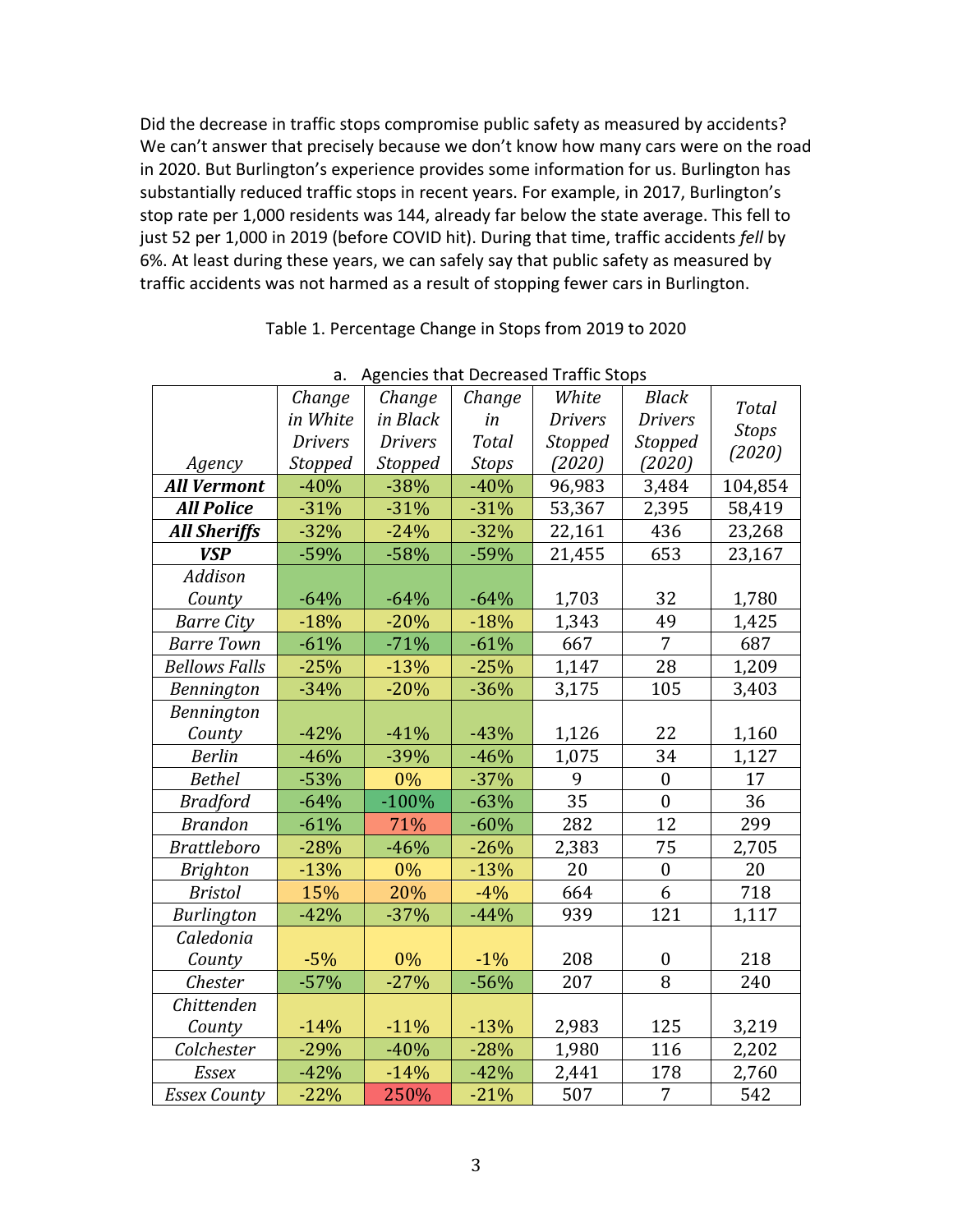Did the decrease in traffic stops compromise public safety as measured by accidents? We can't answer that precisely because we don't know how many cars were on the road in 2020. But Burlington's experience provides some information for us. Burlington has substantially reduced traffic stops in recent years. For example, in 2017, Burlington's stop rate per 1,000 residents was 144, already far below the state average. This fell to just 52 per 1,000 in 2019 (before COVID hit). During that time, traffic accidents *fell* by 6%. At least during these years, we can safely say that public safety as measured by traffic accidents was not harmed as a result of stopping fewer cars in Burlington.

Table 1. Percentage Change in Stops from 2019 to 2020

a. Agencies that Decreased Traffic Stops

| *Agency* | *Change in White Drivers Stopped* | *Change in Black Drivers Stopped* | *Change in Total Stops* | *White Drivers Stopped (2020)* | *Black Drivers Stopped (2020)* | *Total Stops (2020)* |
|---|---|---|---|---|---|---|
| ***All Vermont*** | -40% | -38% | -40% | 96,983 | 3,484 | 104,854 |
| ***All Police*** | -31% | -31% | -31% | 53,367 | 2,395 | 58,419 |
| ***All Sheriffs*** | -32% | -24% | -32% | 22,161 | 436 | 23,268 |
| ***VSP*** | -59% | -58% | -59% | 21,455 | 653 | 23,167 |
| *Addison County* | -64% | -64% | -64% | 1,703 | 32 | 1,780 |
| *Barre City* | -18% | -20% | -18% | 1,343 | 49 | 1,425 |
| *Barre Town* | -61% | -71% | -61% | 667 | 7 | 687 |
| *Bellows Falls* | -25% | -13% | -25% | 1,147 | 28 | 1,209 |
| *Bennington* | -34% | -20% | -36% | 3,175 | 105 | 3,403 |
| *Bennington County* | -42% | -41% | -43% | 1,126 | 22 | 1,160 |
| *Berlin* | -46% | -39% | -46% | 1,075 | 34 | 1,127 |
| *Bethel* | -53% | 0% | -37% | 9 | 0 | 17 |
| *Bradford* | -64% | -100% | -63% | 35 | 0 | 36 |
| *Brandon* | -61% | 71% | -60% | 282 | 12 | 299 |
| *Brattleboro* | -28% | -46% | -26% | 2,383 | 75 | 2,705 |
| *Brighton* | -13% | 0% | -13% | 20 | 0 | 20 |
| *Bristol* | 15% | 20% | -4% | 664 | 6 | 718 |
| *Burlington* | -42% | -37% | -44% | 939 | 121 | 1,117 |
| *Caledonia County* | -5% | 0% | -1% | 208 | 0 | 218 |
| *Chester* | -57% | -27% | -56% | 207 | 8 | 240 |
| *Chittenden County* | -14% | -11% | -13% | 2,983 | 125 | 3,219 |
| *Colchester* | -29% | -40% | -28% | 1,980 | 116 | 2,202 |
| *Essex* | -42% | -14% | -42% | 2,441 | 178 | 2,760 |
| *Essex County* | -22% | 250% | -21% | 507 | 7 | 542 |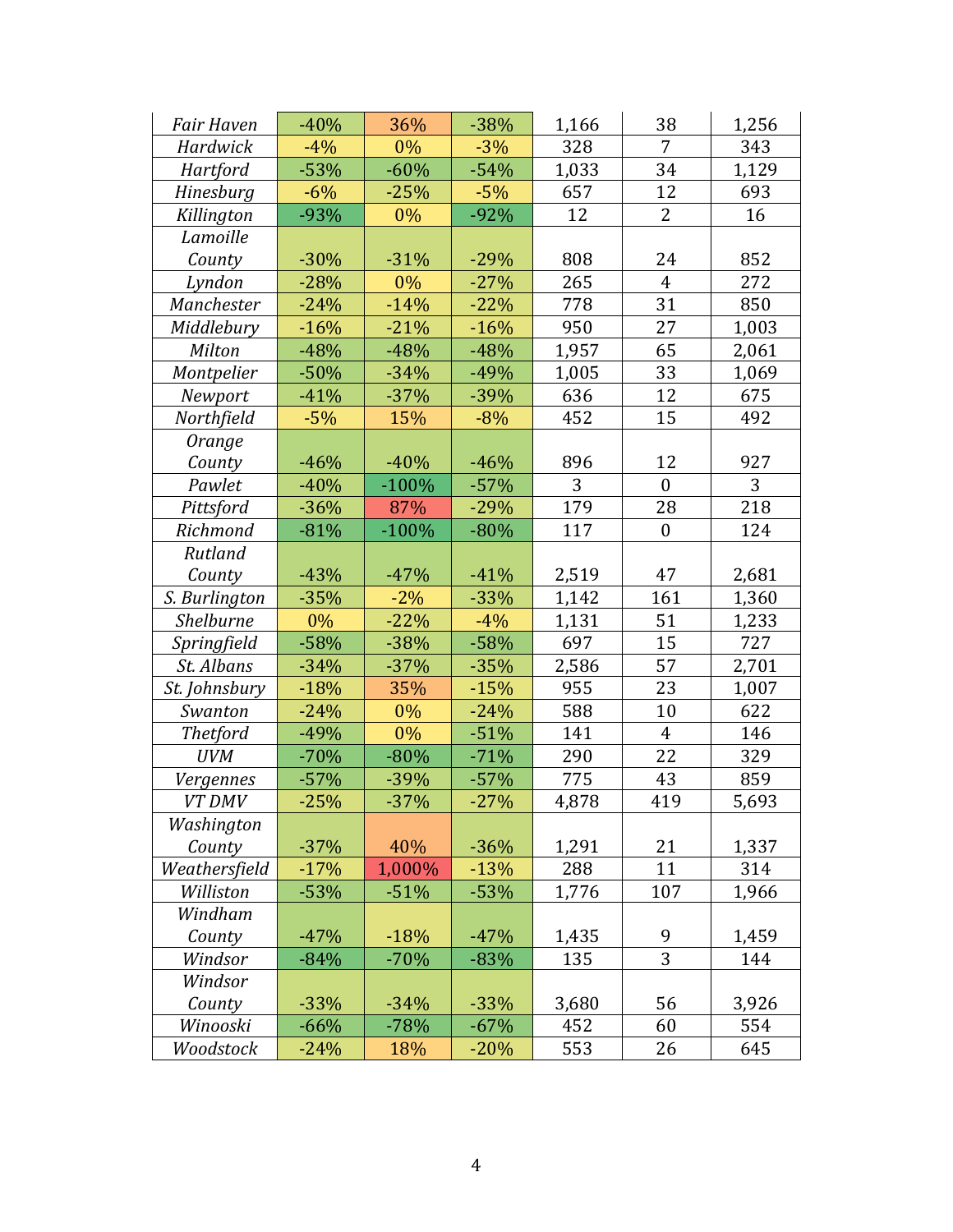| | | | | | | |
|---|---|---|---|---|---|---|
| *Fair Haven* | -40% | 36% | -38% | 1,166 | 38 | 1,256 |
| *Hardwick* | -4% | 0% | -3% | 328 | 7 | 343 |
| *Hartford* | -53% | -60% | -54% | 1,033 | 34 | 1,129 |
| *Hinesburg* | -6% | -25% | -5% | 657 | 12 | 693 |
| *Killington* | -93% | 0% | -92% | 12 | 2 | 16 |
| *Lamoille County* | -30% | -31% | -29% | 808 | 24 | 852 |
| *Lyndon* | -28% | 0% | -27% | 265 | 4 | 272 |
| *Manchester* | -24% | -14% | -22% | 778 | 31 | 850 |
| *Middlebury* | -16% | -21% | -16% | 950 | 27 | 1,003 |
| *Milton* | -48% | -48% | -48% | 1,957 | 65 | 2,061 |
| *Montpelier* | -50% | -34% | -49% | 1,005 | 33 | 1,069 |
| *Newport* | -41% | -37% | -39% | 636 | 12 | 675 |
| *Northfield* | -5% | 15% | -8% | 452 | 15 | 492 |
| *Orange County* | -46% | -40% | -46% | 896 | 12 | 927 |
| *Pawlet* | -40% | -100% | -57% | 3 | 0 | 3 |
| *Pittsford* | -36% | 87% | -29% | 179 | 28 | 218 |
| *Richmond* | -81% | -100% | -80% | 117 | 0 | 124 |
| *Rutland County* | -43% | -47% | -41% | 2,519 | 47 | 2,681 |
| *S. Burlington* | -35% | -2% | -33% | 1,142 | 161 | 1,360 |
| *Shelburne* | 0% | -22% | -4% | 1,131 | 51 | 1,233 |
| *Springfield* | -58% | -38% | -58% | 697 | 15 | 727 |
| *St. Albans* | -34% | -37% | -35% | 2,586 | 57 | 2,701 |
| *St. Johnsbury* | -18% | 35% | -15% | 955 | 23 | 1,007 |
| *Swanton* | -24% | 0% | -24% | 588 | 10 | 622 |
| *Thetford* | -49% | 0% | -51% | 141 | 4 | 146 |
| *UVM* | -70% | -80% | -71% | 290 | 22 | 329 |
| *Vergennes* | -57% | -39% | -57% | 775 | 43 | 859 |
| *VT DMV* | -25% | -37% | -27% | 4,878 | 419 | 5,693 |
| *Washington County* | -37% | 40% | -36% | 1,291 | 21 | 1,337 |
| *Weathersfield* | -17% | 1,000% | -13% | 288 | 11 | 314 |
| *Williston* | -53% | -51% | -53% | 1,776 | 107 | 1,966 |
| *Windham County* | -47% | -18% | -47% | 1,435 | 9 | 1,459 |
| *Windsor* | -84% | -70% | -83% | 135 | 3 | 144 |
| *Windsor County* | -33% | -34% | -33% | 3,680 | 56 | 3,926 |
| *Winooski* | -66% | -78% | -67% | 452 | 60 | 554 |
| *Woodstock* | -24% | 18% | -20% | 553 | 26 | 645 |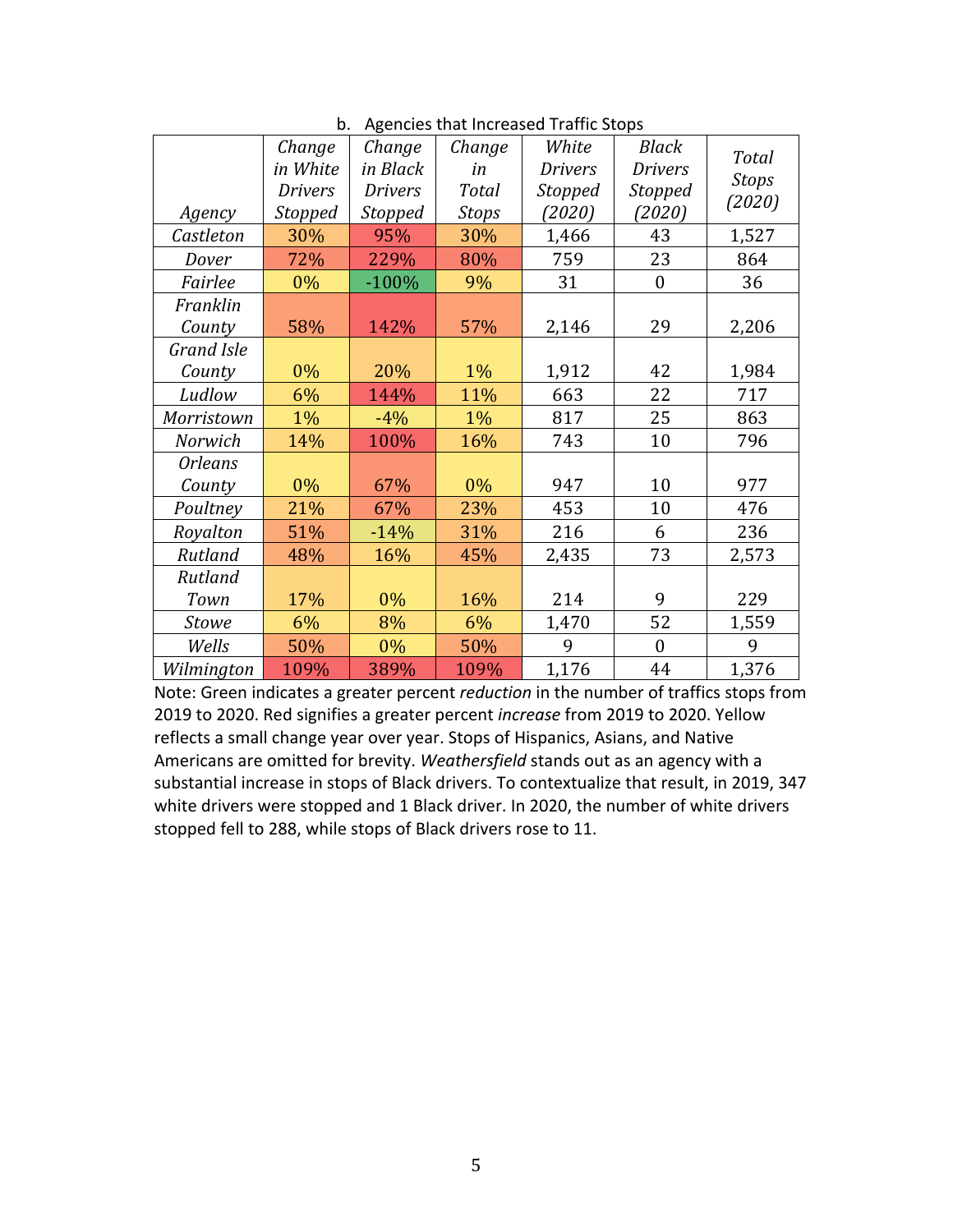b. Agencies that Increased Traffic Stops

| *Agency* | *Change in White Drivers Stopped* | *Change in Black Drivers Stopped* | *Change in Total Stops* | *White Drivers Stopped (2020)* | *Black Drivers Stopped (2020)* | *Total Stops (2020)* |
|---|---|---|---|---|---|---|
| *Castleton* | 30% | 95% | 30% | 1,466 | 43 | 1,527 |
| *Dover* | 72% | 229% | 80% | 759 | 23 | 864 |
| *Fairlee* | 0% | -100% | 9% | 31 | 0 | 36 |
| *Franklin County* | 58% | 142% | 57% | 2,146 | 29 | 2,206 |
| *Grand Isle County* | 0% | 20% | 1% | 1,912 | 42 | 1,984 |
| *Ludlow* | 6% | 144% | 11% | 663 | 22 | 717 |
| *Morristown* | 1% | -4% | 1% | 817 | 25 | 863 |
| *Norwich* | 14% | 100% | 16% | 743 | 10 | 796 |
| *Orleans County* | 0% | 67% | 0% | 947 | 10 | 977 |
| *Poultney* | 21% | 67% | 23% | 453 | 10 | 476 |
| *Royalton* | 51% | -14% | 31% | 216 | 6 | 236 |
| *Rutland* | 48% | 16% | 45% | 2,435 | 73 | 2,573 |
| *Rutland Town* | 17% | 0% | 16% | 214 | 9 | 229 |
| *Stowe* | 6% | 8% | 6% | 1,470 | 52 | 1,559 |
| *Wells* | 50% | 0% | 50% | 9 | 0 | 9 |
| *Wilmington* | 109% | 389% | 109% | 1,176 | 44 | 1,376 |

Note: Green indicates a greater percent *reduction* in the number of traffics stops from 2019 to 2020. Red signifies a greater percent *increase* from 2019 to 2020. Yellow reflects a small change year over year. Stops of Hispanics, Asians, and Native Americans are omitted for brevity. *Weathersfield* stands out as an agency with a substantial increase in stops of Black drivers. To contextualize that result, in 2019, 347 white drivers were stopped and 1 Black driver. In 2020, the number of white drivers stopped fell to 288, while stops of Black drivers rose to 11.